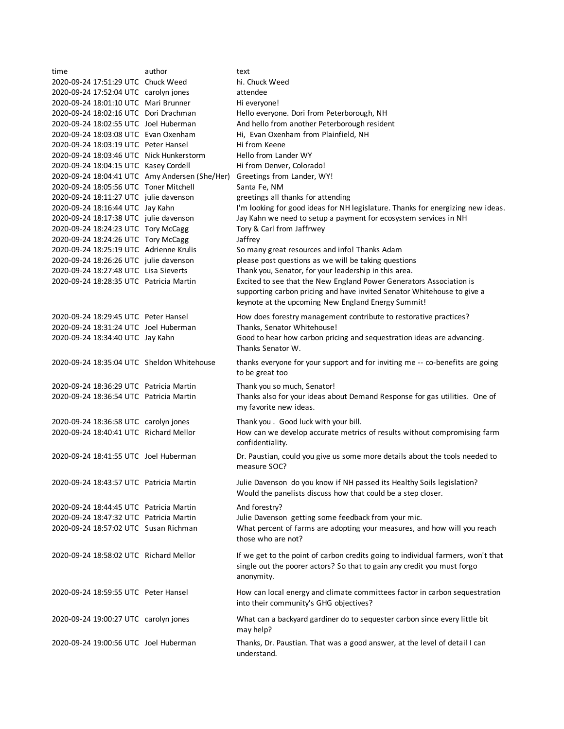| time | author | text |
| --- | --- | --- |
| 2020-09-24 17:51:29 UTC | Chuck Weed | hi. Chuck Weed |
| 2020-09-24 17:52:04 UTC | carolyn jones | attendee |
| 2020-09-24 18:01:10 UTC | Mari Brunner | Hi everyone! |
| 2020-09-24 18:02:16 UTC | Dori Drachman | Hello everyone. Dori from Peterborough, NH |
| 2020-09-24 18:02:55 UTC | Joel Huberman | And hello from another Peterborough resident |
| 2020-09-24 18:03:08 UTC | Evan Oxenham | Hi, Evan Oxenham from Plainfield, NH |
| 2020-09-24 18:03:19 UTC | Peter Hansel | Hi from Keene |
| 2020-09-24 18:03:46 UTC | Nick Hunkerstorm | Hello from Lander WY |
| 2020-09-24 18:04:15 UTC | Kasey Cordell | Hi from Denver, Colorado! |
| 2020-09-24 18:04:41 UTC | Amy Andersen (She/Her) | Greetings from Lander, WY! |
| 2020-09-24 18:05:56 UTC | Toner Mitchell | Santa Fe, NM |
| 2020-09-24 18:11:27 UTC | julie davenson | greetings all thanks for attending |
| 2020-09-24 18:16:44 UTC | Jay Kahn | I'm looking for good ideas for NH legislature. Thanks for energizing new ideas. |
| 2020-09-24 18:17:38 UTC | julie davenson | Jay Kahn we need to setup a payment for ecosystem services in NH |
| 2020-09-24 18:24:23 UTC | Tory McCagg | Tory & Carl from Jaffrwey |
| 2020-09-24 18:24:26 UTC | Tory McCagg | Jaffrey |
| 2020-09-24 18:25:19 UTC | Adrienne Krulis | So many great resources and info! Thanks Adam |
| 2020-09-24 18:26:26 UTC | julie davenson | please post questions as we will be taking questions |
| 2020-09-24 18:27:48 UTC | Lisa Sieverts | Thank you, Senator, for your leadership in this area. |
| 2020-09-24 18:28:35 UTC | Patricia Martin | Excited to see that the New England Power Generators Association is supporting carbon pricing and have invited Senator Whitehouse to give a keynote at the upcoming New England Energy Summit! |
| 2020-09-24 18:29:45 UTC | Peter Hansel | How does forestry management contribute to restorative practices? |
| 2020-09-24 18:31:24 UTC | Joel Huberman | Thanks, Senator Whitehouse! |
| 2020-09-24 18:34:40 UTC | Jay Kahn | Good to hear how carbon pricing and sequestration ideas are advancing. Thanks Senator W. |
| 2020-09-24 18:35:04 UTC | Sheldon Whitehouse | thanks everyone for your support and for inviting me -- co-benefits are going to be great too |
| 2020-09-24 18:36:29 UTC | Patricia Martin | Thank you so much, Senator! |
| 2020-09-24 18:36:54 UTC | Patricia Martin | Thanks also for your ideas about Demand Response for gas utilities. One of my favorite new ideas. |
| 2020-09-24 18:36:58 UTC | carolyn jones | Thank you . Good luck with your bill. |
| 2020-09-24 18:40:41 UTC | Richard Mellor | How can we develop accurate metrics of results without compromising farm confidentiality. |
| 2020-09-24 18:41:55 UTC | Joel Huberman | Dr. Paustian, could you give us some more details about the tools needed to measure SOC? |
| 2020-09-24 18:43:57 UTC | Patricia Martin | Julie Davenson do you know if NH passed its Healthy Soils legislation? Would the panelists discuss how that could be a step closer. |
| 2020-09-24 18:44:45 UTC | Patricia Martin | And forestry? |
| 2020-09-24 18:47:32 UTC | Patricia Martin | Julie Davenson getting some feedback from your mic. |
| 2020-09-24 18:57:02 UTC | Susan Richman | What percent of farms are adopting your measures, and how will you reach those who are not? |
| 2020-09-24 18:58:02 UTC | Richard Mellor | If we get to the point of carbon credits going to individual farmers, won't that single out the poorer actors? So that to gain any credit you must forgo anonymity. |
| 2020-09-24 18:59:55 UTC | Peter Hansel | How can local energy and climate committees factor in carbon sequestration into their community's GHG objectives? |
| 2020-09-24 19:00:27 UTC | carolyn jones | What can a backyard gardiner do to sequester carbon since every little bit may help? |
| 2020-09-24 19:00:56 UTC | Joel Huberman | Thanks, Dr. Paustian. That was a good answer, at the level of detail I can understand. |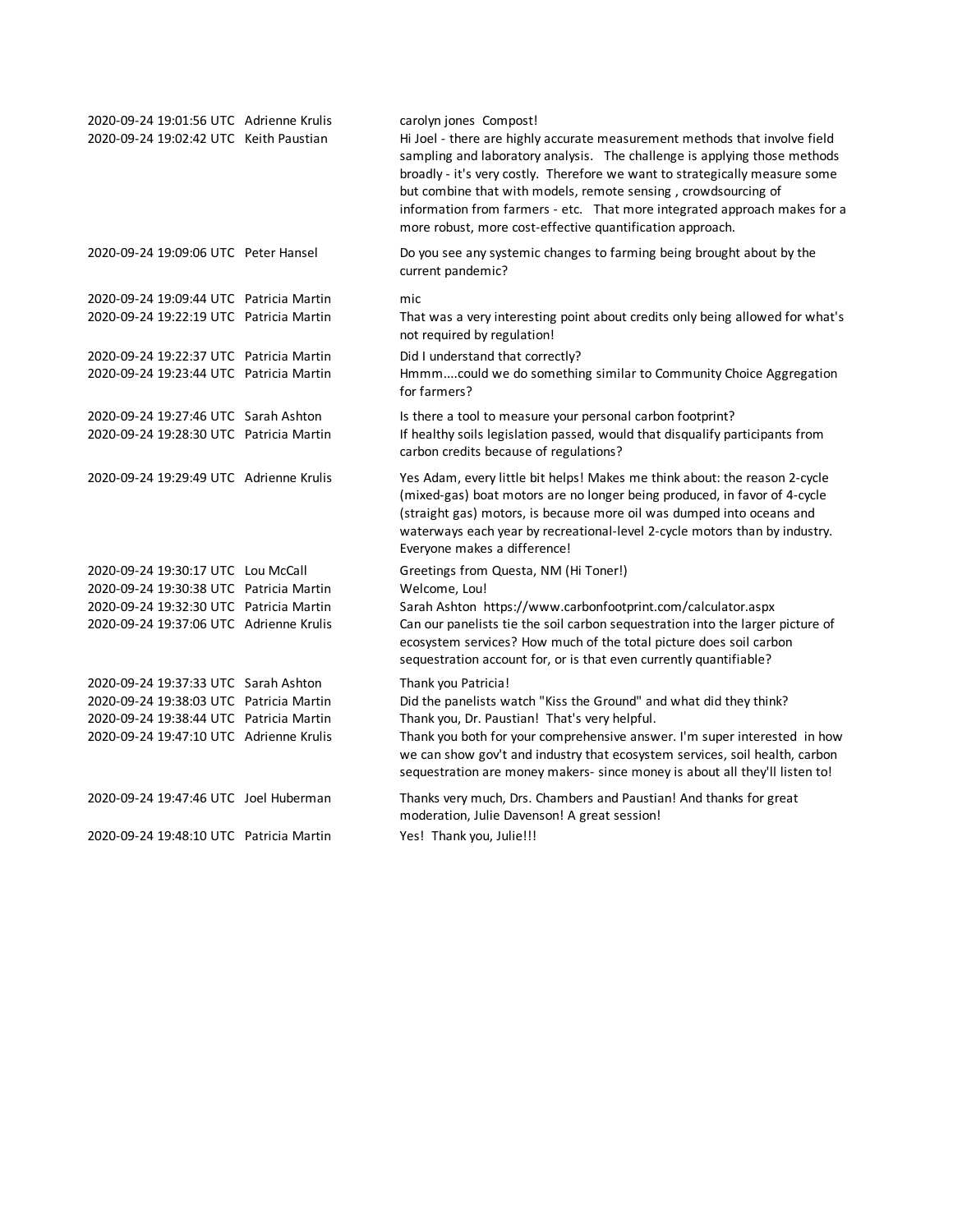| | | |
|---|---|---|
| 2020-09-24 19:01:56 UTC | Adrienne Krulis | carolyn jones Compost! |
| 2020-09-24 19:02:42 UTC | Keith Paustian | Hi Joel - there are highly accurate measurement methods that involve field sampling and laboratory analysis. The challenge is applying those methods broadly - it's very costly. Therefore we want to strategically measure some but combine that with models, remote sensing , crowdsourcing of information from farmers - etc. That more integrated approach makes for a more robust, more cost-effective quantification approach. |
| 2020-09-24 19:09:06 UTC | Peter Hansel | Do you see any systemic changes to farming being brought about by the current pandemic? |
| 2020-09-24 19:09:44 UTC | Patricia Martin | mic |
| 2020-09-24 19:22:19 UTC | Patricia Martin | That was a very interesting point about credits only being allowed for what's not required by regulation! |
| 2020-09-24 19:22:37 UTC | Patricia Martin | Did I understand that correctly? |
| 2020-09-24 19:23:44 UTC | Patricia Martin | Hmmm....could we do something similar to Community Choice Aggregation for farmers? |
| 2020-09-24 19:27:46 UTC | Sarah Ashton | Is there a tool to measure your personal carbon footprint? |
| 2020-09-24 19:28:30 UTC | Patricia Martin | If healthy soils legislation passed, would that disqualify participants from carbon credits because of regulations? |
| 2020-09-24 19:29:49 UTC | Adrienne Krulis | Yes Adam, every little bit helps! Makes me think about: the reason 2-cycle (mixed-gas) boat motors are no longer being produced, in favor of 4-cycle (straight gas) motors, is because more oil was dumped into oceans and waterways each year by recreational-level 2-cycle motors than by industry. Everyone makes a difference! |
| 2020-09-24 19:30:17 UTC | Lou McCall | Greetings from Questa, NM (Hi Toner!) |
| 2020-09-24 19:30:38 UTC | Patricia Martin | Welcome, Lou! |
| 2020-09-24 19:32:30 UTC | Patricia Martin | Sarah Ashton https://www.carbonfootprint.com/calculator.aspx |
| 2020-09-24 19:37:06 UTC | Adrienne Krulis | Can our panelists tie the soil carbon sequestration into the larger picture of ecosystem services? How much of the total picture does soil carbon sequestration account for, or is that even currently quantifiable? |
| 2020-09-24 19:37:33 UTC | Sarah Ashton | Thank you Patricia! |
| 2020-09-24 19:38:03 UTC | Patricia Martin | Did the panelists watch "Kiss the Ground" and what did they think? |
| 2020-09-24 19:38:44 UTC | Patricia Martin | Thank you, Dr. Paustian! That's very helpful. |
| 2020-09-24 19:47:10 UTC | Adrienne Krulis | Thank you both for your comprehensive answer. I'm super interested in how we can show gov't and industry that ecosystem services, soil health, carbon sequestration are money makers- since money is about all they'll listen to! |
| 2020-09-24 19:47:46 UTC | Joel Huberman | Thanks very much, Drs. Chambers and Paustian! And thanks for great moderation, Julie Davenson! A great session! |
| 2020-09-24 19:48:10 UTC | Patricia Martin | Yes! Thank you, Julie!!! |